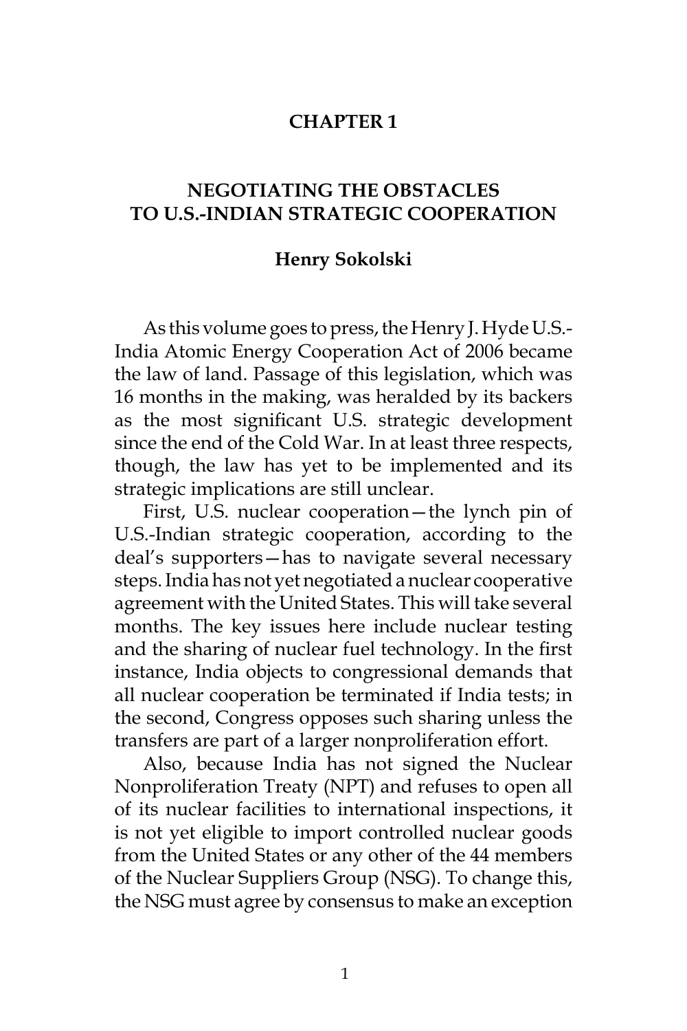# CHAPTER 1

## NEGOTIATING THE OBSTACLES TO U.S.-INDIAN STRATEGIC COOPERATION

### Henry Sokolski

As this volume goes to press, the Henry J. Hyde U.S.-India Atomic Energy Cooperation Act of 2006 became the law of land. Passage of this legislation, which was 16 months in the making, was heralded by its backers as the most significant U.S. strategic development since the end of the Cold War. In at least three respects, though, the law has yet to be implemented and its strategic implications are still unclear.

First, U.S. nuclear cooperation—the lynch pin of U.S.-Indian strategic cooperation, according to the deal's supporters—has to navigate several necessary steps. India has not yet negotiated a nuclear cooperative agreement with the United States. This will take several months. The key issues here include nuclear testing and the sharing of nuclear fuel technology. In the first instance, India objects to congressional demands that all nuclear cooperation be terminated if India tests; in the second, Congress opposes such sharing unless the transfers are part of a larger nonproliferation effort.

Also, because India has not signed the Nuclear Nonproliferation Treaty (NPT) and refuses to open all of its nuclear facilities to international inspections, it is not yet eligible to import controlled nuclear goods from the United States or any other of the 44 members of the Nuclear Suppliers Group (NSG). To change this, the NSG must agree by consensus to make an exception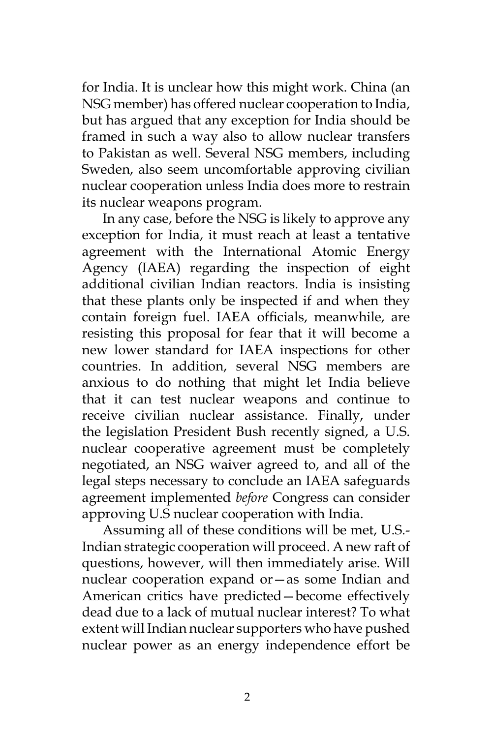for India. It is unclear how this might work. China (an NSG member) has offered nuclear cooperation to India, but has argued that any exception for India should be framed in such a way also to allow nuclear transfers to Pakistan as well. Several NSG members, including Sweden, also seem uncomfortable approving civilian nuclear cooperation unless India does more to restrain its nuclear weapons program.

In any case, before the NSG is likely to approve any exception for India, it must reach at least a tentative agreement with the International Atomic Energy Agency (IAEA) regarding the inspection of eight additional civilian Indian reactors. India is insisting that these plants only be inspected if and when they contain foreign fuel. IAEA officials, meanwhile, are resisting this proposal for fear that it will become a new lower standard for IAEA inspections for other countries. In addition, several NSG members are anxious to do nothing that might let India believe that it can test nuclear weapons and continue to receive civilian nuclear assistance. Finally, under the legislation President Bush recently signed, a U.S. nuclear cooperative agreement must be completely negotiated, an NSG waiver agreed to, and all of the legal steps necessary to conclude an IAEA safeguards agreement implemented *before* Congress can consider approving U.S nuclear cooperation with India.

Assuming all of these conditions will be met, U.S.-Indian strategic cooperation will proceed. A new raft of questions, however, will then immediately arise. Will nuclear cooperation expand or—as some Indian and American critics have predicted—become effectively dead due to a lack of mutual nuclear interest? To what extent will Indian nuclear supporters who have pushed nuclear power as an energy independence effort be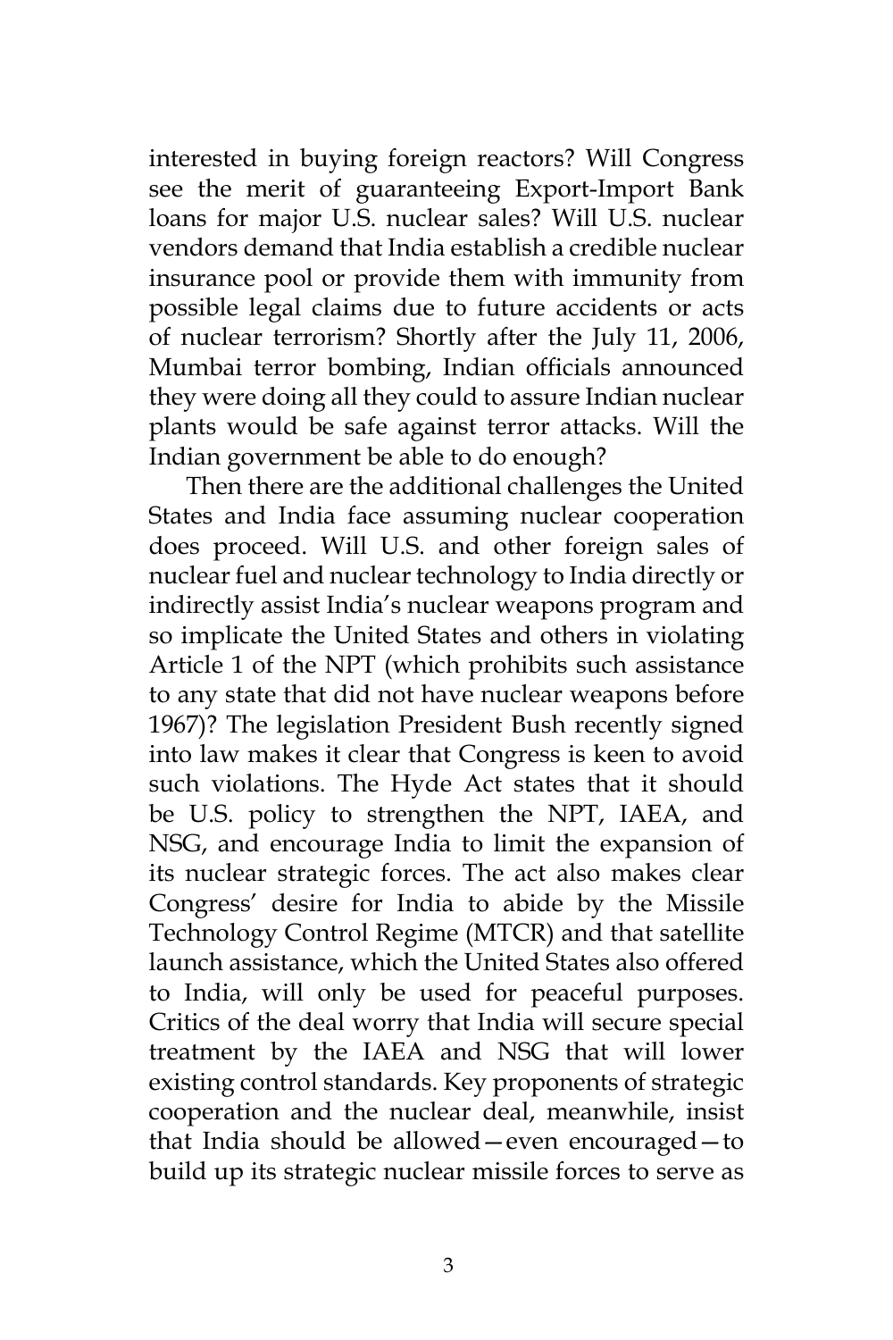interested in buying foreign reactors? Will Congress see the merit of guaranteeing Export-Import Bank loans for major U.S. nuclear sales? Will U.S. nuclear vendors demand that India establish a credible nuclear insurance pool or provide them with immunity from possible legal claims due to future accidents or acts of nuclear terrorism? Shortly after the July 11, 2006, Mumbai terror bombing, Indian officials announced they were doing all they could to assure Indian nuclear plants would be safe against terror attacks. Will the Indian government be able to do enough?

Then there are the additional challenges the United States and India face assuming nuclear cooperation does proceed. Will U.S. and other foreign sales of nuclear fuel and nuclear technology to India directly or indirectly assist India's nuclear weapons program and so implicate the United States and others in violating Article 1 of the NPT (which prohibits such assistance to any state that did not have nuclear weapons before 1967)? The legislation President Bush recently signed into law makes it clear that Congress is keen to avoid such violations. The Hyde Act states that it should be U.S. policy to strengthen the NPT, IAEA, and NSG, and encourage India to limit the expansion of its nuclear strategic forces. The act also makes clear Congress' desire for India to abide by the Missile Technology Control Regime (MTCR) and that satellite launch assistance, which the United States also offered to India, will only be used for peaceful purposes. Critics of the deal worry that India will secure special treatment by the IAEA and NSG that will lower existing control standards. Key proponents of strategic cooperation and the nuclear deal, meanwhile, insist that India should be allowed—even encouraged—to build up its strategic nuclear missile forces to serve as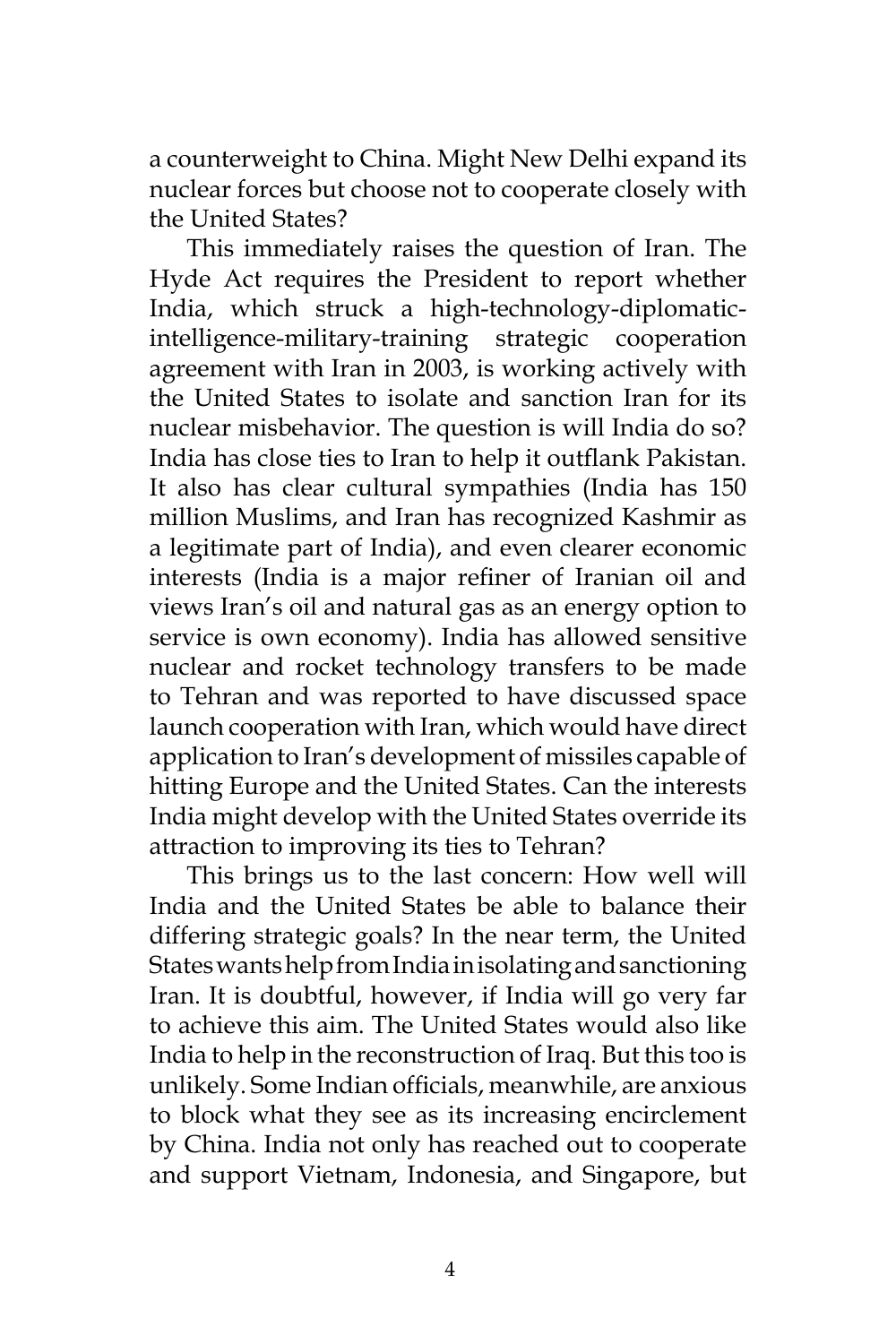a counterweight to China. Might New Delhi expand its nuclear forces but choose not to cooperate closely with the United States?

This immediately raises the question of Iran. The Hyde Act requires the President to report whether India, which struck a high-technology-diplomatic-intelligence-military-training strategic cooperation agreement with Iran in 2003, is working actively with the United States to isolate and sanction Iran for its nuclear misbehavior. The question is will India do so? India has close ties to Iran to help it outflank Pakistan. It also has clear cultural sympathies (India has 150 million Muslims, and Iran has recognized Kashmir as a legitimate part of India), and even clearer economic interests (India is a major refiner of Iranian oil and views Iran's oil and natural gas as an energy option to service is own economy). India has allowed sensitive nuclear and rocket technology transfers to be made to Tehran and was reported to have discussed space launch cooperation with Iran, which would have direct application to Iran's development of missiles capable of hitting Europe and the United States. Can the interests India might develop with the United States override its attraction to improving its ties to Tehran?

This brings us to the last concern: How well will India and the United States be able to balance their differing strategic goals? In the near term, the United States wants help from India in isolating and sanctioning Iran. It is doubtful, however, if India will go very far to achieve this aim. The United States would also like India to help in the reconstruction of Iraq. But this too is unlikely. Some Indian officials, meanwhile, are anxious to block what they see as its increasing encirclement by China. India not only has reached out to cooperate and support Vietnam, Indonesia, and Singapore, but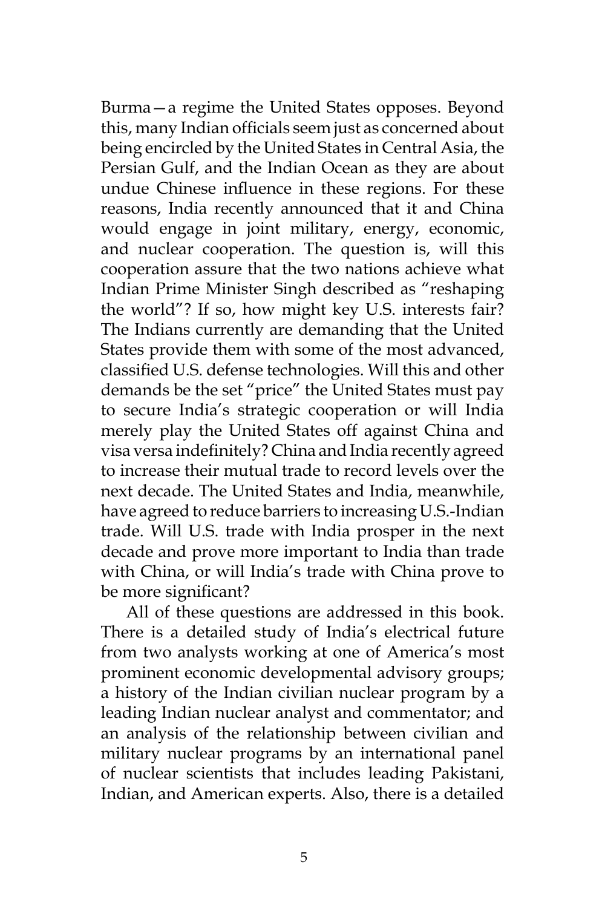Burma—a regime the United States opposes. Beyond this, many Indian officials seem just as concerned about being encircled by the United States in Central Asia, the Persian Gulf, and the Indian Ocean as they are about undue Chinese influence in these regions. For these reasons, India recently announced that it and China would engage in joint military, energy, economic, and nuclear cooperation. The question is, will this cooperation assure that the two nations achieve what Indian Prime Minister Singh described as "reshaping the world"? If so, how might key U.S. interests fair? The Indians currently are demanding that the United States provide them with some of the most advanced, classified U.S. defense technologies. Will this and other demands be the set "price" the United States must pay to secure India's strategic cooperation or will India merely play the United States off against China and visa versa indefinitely? China and India recently agreed to increase their mutual trade to record levels over the next decade. The United States and India, meanwhile, have agreed to reduce barriers to increasing U.S.-Indian trade. Will U.S. trade with India prosper in the next decade and prove more important to India than trade with China, or will India's trade with China prove to be more significant?

All of these questions are addressed in this book. There is a detailed study of India's electrical future from two analysts working at one of America's most prominent economic developmental advisory groups; a history of the Indian civilian nuclear program by a leading Indian nuclear analyst and commentator; and an analysis of the relationship between civilian and military nuclear programs by an international panel of nuclear scientists that includes leading Pakistani, Indian, and American experts. Also, there is a detailed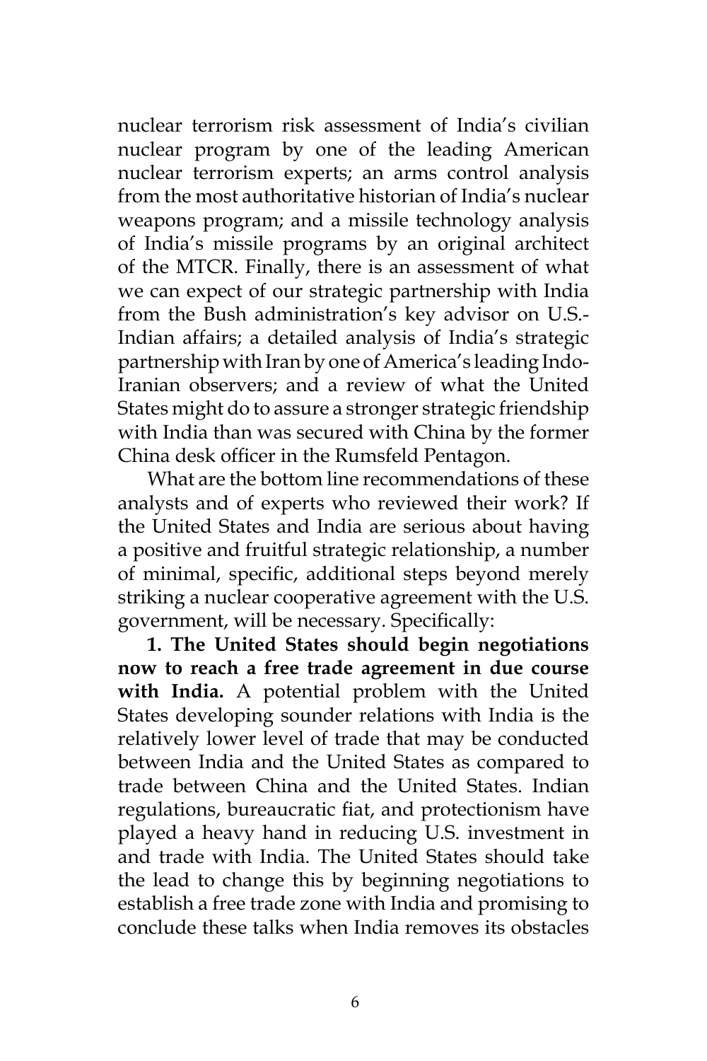nuclear terrorism risk assessment of India's civilian nuclear program by one of the leading American nuclear terrorism experts; an arms control analysis from the most authoritative historian of India's nuclear weapons program; and a missile technology analysis of India's missile programs by an original architect of the MTCR. Finally, there is an assessment of what we can expect of our strategic partnership with India from the Bush administration's key advisor on U.S.-Indian affairs; a detailed analysis of India's strategic partnership with Iran by one of America's leading Indo-Iranian observers; and a review of what the United States might do to assure a stronger strategic friendship with India than was secured with China by the former China desk officer in the Rumsfeld Pentagon.

What are the bottom line recommendations of these analysts and of experts who reviewed their work? If the United States and India are serious about having a positive and fruitful strategic relationship, a number of minimal, specific, additional steps beyond merely striking a nuclear cooperative agreement with the U.S. government, will be necessary. Specifically:

**1. The United States should begin negotiations now to reach a free trade agreement in due course with India.** A potential problem with the United States developing sounder relations with India is the relatively lower level of trade that may be conducted between India and the United States as compared to trade between China and the United States. Indian regulations, bureaucratic fiat, and protectionism have played a heavy hand in reducing U.S. investment in and trade with India. The United States should take the lead to change this by beginning negotiations to establish a free trade zone with India and promising to conclude these talks when India removes its obstacles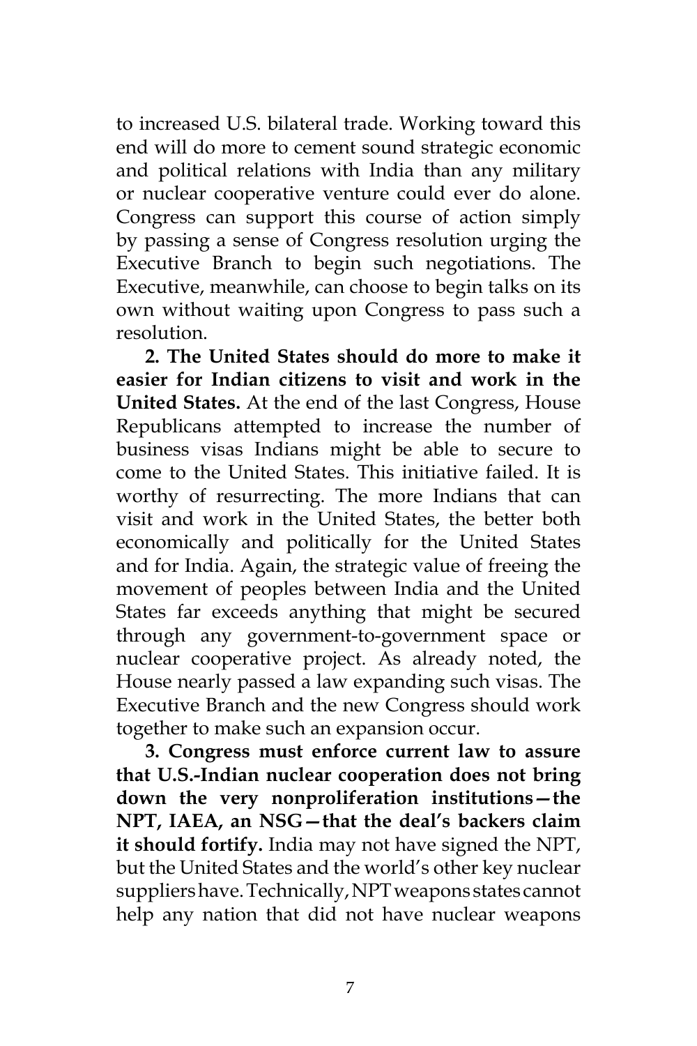to increased U.S. bilateral trade. Working toward this end will do more to cement sound strategic economic and political relations with India than any military or nuclear cooperative venture could ever do alone. Congress can support this course of action simply by passing a sense of Congress resolution urging the Executive Branch to begin such negotiations. The Executive, meanwhile, can choose to begin talks on its own without waiting upon Congress to pass such a resolution.

**2. The United States should do more to make it easier for Indian citizens to visit and work in the United States.** At the end of the last Congress, House Republicans attempted to increase the number of business visas Indians might be able to secure to come to the United States. This initiative failed. It is worthy of resurrecting. The more Indians that can visit and work in the United States, the better both economically and politically for the United States and for India. Again, the strategic value of freeing the movement of peoples between India and the United States far exceeds anything that might be secured through any government-to-government space or nuclear cooperative project. As already noted, the House nearly passed a law expanding such visas. The Executive Branch and the new Congress should work together to make such an expansion occur.

**3. Congress must enforce current law to assure that U.S.-Indian nuclear cooperation does not bring down the very nonproliferation institutions—the NPT, IAEA, an NSG—that the deal's backers claim it should fortify.** India may not have signed the NPT, but the United States and the world's other key nuclear suppliers have. Technically, NPT weapons states cannot help any nation that did not have nuclear weapons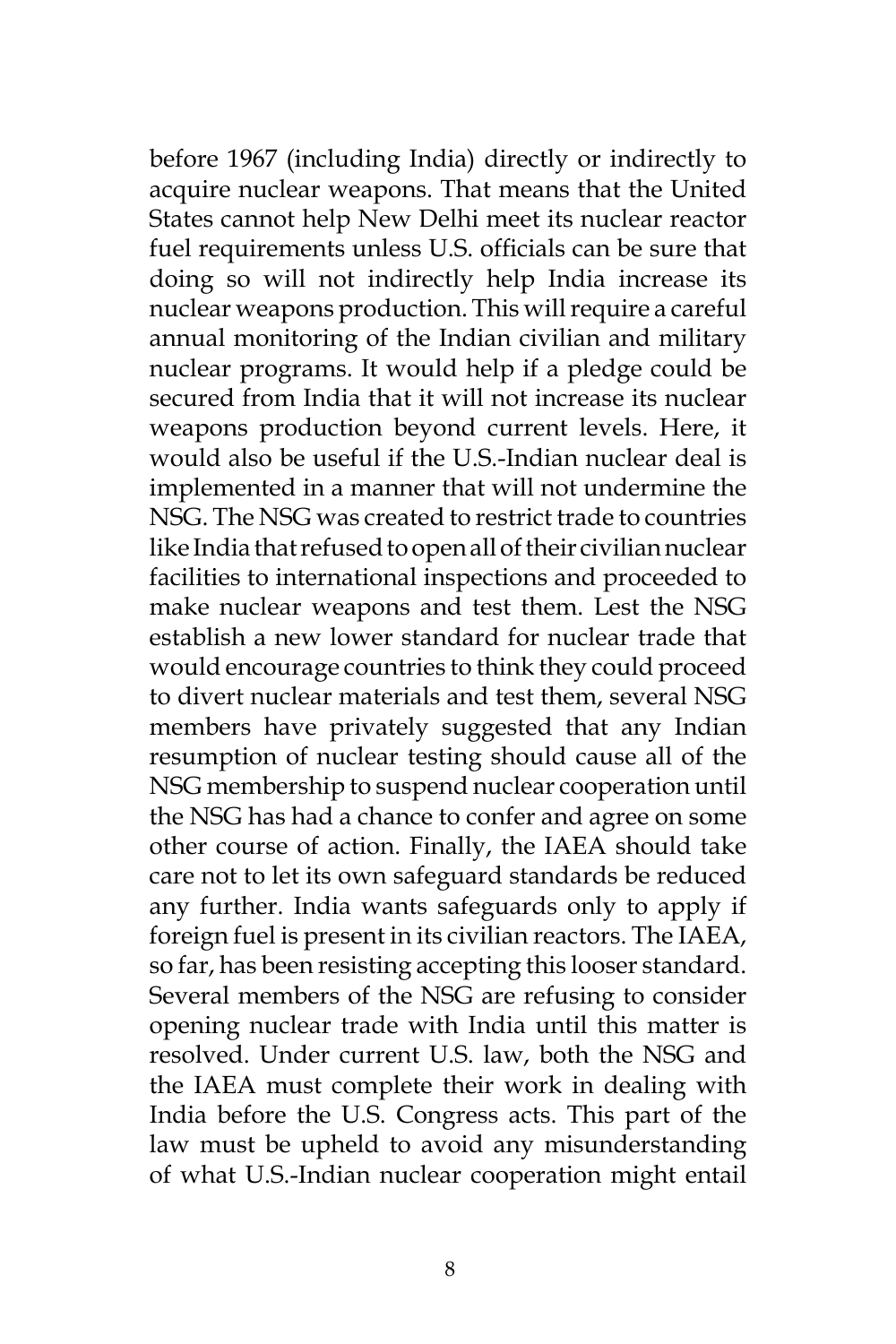before 1967 (including India) directly or indirectly to acquire nuclear weapons. That means that the United States cannot help New Delhi meet its nuclear reactor fuel requirements unless U.S. officials can be sure that doing so will not indirectly help India increase its nuclear weapons production. This will require a careful annual monitoring of the Indian civilian and military nuclear programs. It would help if a pledge could be secured from India that it will not increase its nuclear weapons production beyond current levels. Here, it would also be useful if the U.S.-Indian nuclear deal is implemented in a manner that will not undermine the NSG. The NSG was created to restrict trade to countries like India that refused to open all of their civilian nuclear facilities to international inspections and proceeded to make nuclear weapons and test them. Lest the NSG establish a new lower standard for nuclear trade that would encourage countries to think they could proceed to divert nuclear materials and test them, several NSG members have privately suggested that any Indian resumption of nuclear testing should cause all of the NSG membership to suspend nuclear cooperation until the NSG has had a chance to confer and agree on some other course of action. Finally, the IAEA should take care not to let its own safeguard standards be reduced any further. India wants safeguards only to apply if foreign fuel is present in its civilian reactors. The IAEA, so far, has been resisting accepting this looser standard. Several members of the NSG are refusing to consider opening nuclear trade with India until this matter is resolved. Under current U.S. law, both the NSG and the IAEA must complete their work in dealing with India before the U.S. Congress acts. This part of the law must be upheld to avoid any misunderstanding of what U.S.-Indian nuclear cooperation might entail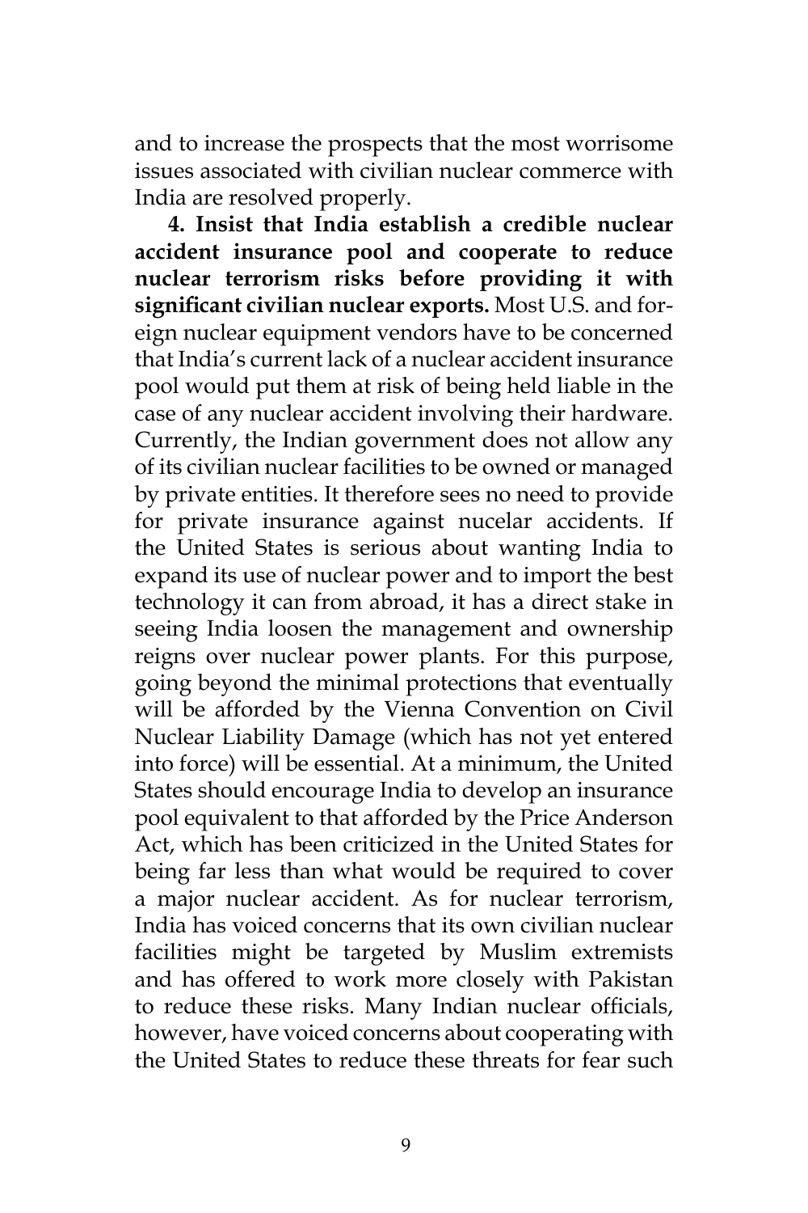and to increase the prospects that the most worrisome issues associated with civilian nuclear commerce with India are resolved properly.

**4. Insist that India establish a credible nuclear accident insurance pool and cooperate to reduce nuclear terrorism risks before providing it with significant civilian nuclear exports.** Most U.S. and foreign nuclear equipment vendors have to be concerned that India's current lack of a nuclear accident insurance pool would put them at risk of being held liable in the case of any nuclear accident involving their hardware. Currently, the Indian government does not allow any of its civilian nuclear facilities to be owned or managed by private entities. It therefore sees no need to provide for private insurance against nucelar accidents. If the United States is serious about wanting India to expand its use of nuclear power and to import the best technology it can from abroad, it has a direct stake in seeing India loosen the management and ownership reigns over nuclear power plants. For this purpose, going beyond the minimal protections that eventually will be afforded by the Vienna Convention on Civil Nuclear Liability Damage (which has not yet entered into force) will be essential. At a minimum, the United States should encourage India to develop an insurance pool equivalent to that afforded by the Price Anderson Act, which has been criticized in the United States for being far less than what would be required to cover a major nuclear accident. As for nuclear terrorism, India has voiced concerns that its own civilian nuclear facilities might be targeted by Muslim extremists and has offered to work more closely with Pakistan to reduce these risks. Many Indian nuclear officials, however, have voiced concerns about cooperating with the United States to reduce these threats for fear such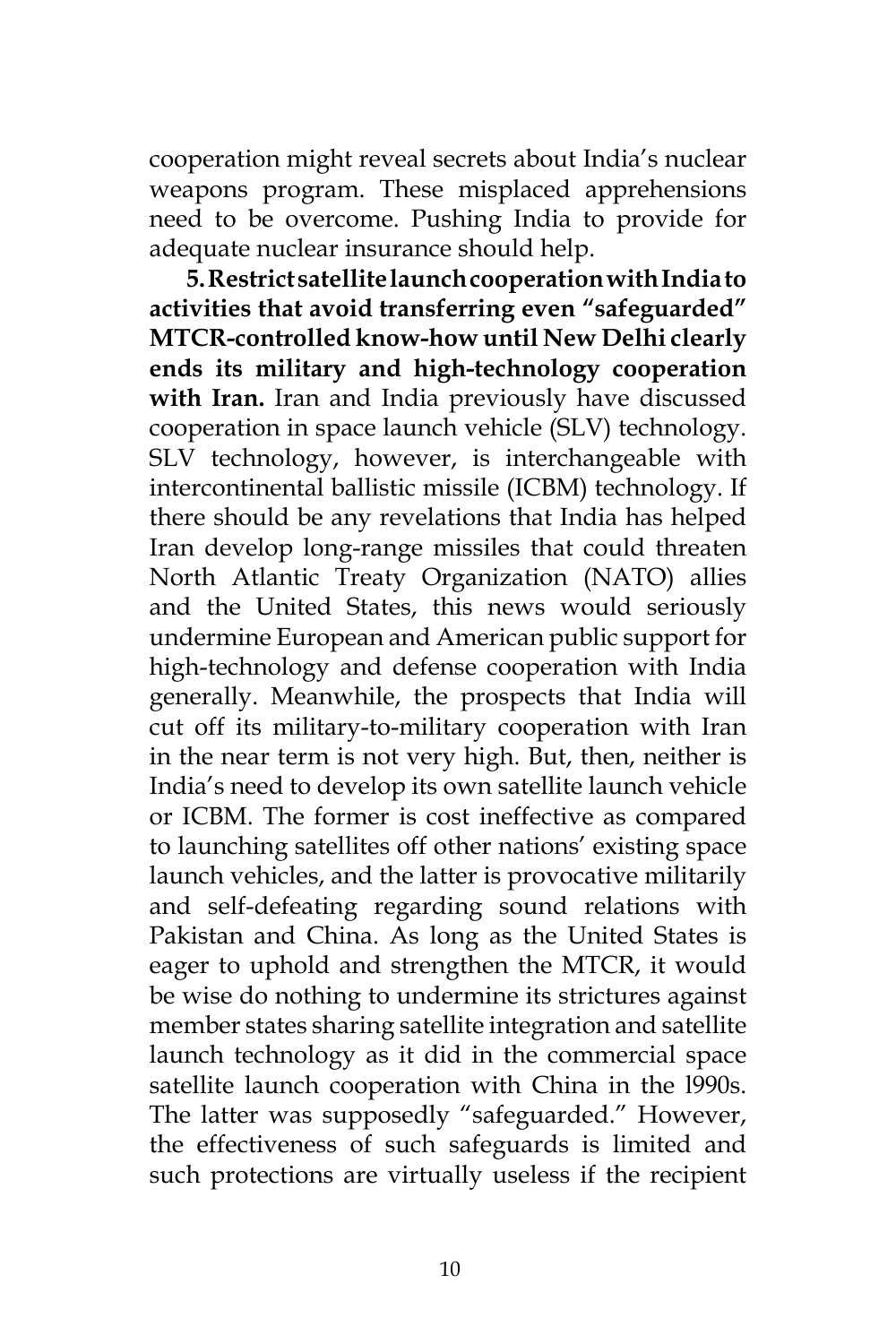cooperation might reveal secrets about India's nuclear weapons program. These misplaced apprehensions need to be overcome. Pushing India to provide for adequate nuclear insurance should help.

**5. Restrict satellite launch cooperation with India to activities that avoid transferring even "safeguarded" MTCR-controlled know-how until New Delhi clearly ends its military and high-technology cooperation with Iran.** Iran and India previously have discussed cooperation in space launch vehicle (SLV) technology. SLV technology, however, is interchangeable with intercontinental ballistic missile (ICBM) technology. If there should be any revelations that India has helped Iran develop long-range missiles that could threaten North Atlantic Treaty Organization (NATO) allies and the United States, this news would seriously undermine European and American public support for high-technology and defense cooperation with India generally. Meanwhile, the prospects that India will cut off its military-to-military cooperation with Iran in the near term is not very high. But, then, neither is India's need to develop its own satellite launch vehicle or ICBM. The former is cost ineffective as compared to launching satellites off other nations' existing space launch vehicles, and the latter is provocative militarily and self-defeating regarding sound relations with Pakistan and China. As long as the United States is eager to uphold and strengthen the MTCR, it would be wise do nothing to undermine its strictures against member states sharing satellite integration and satellite launch technology as it did in the commercial space satellite launch cooperation with China in the l990s. The latter was supposedly "safeguarded." However, the effectiveness of such safeguards is limited and such protections are virtually useless if the recipient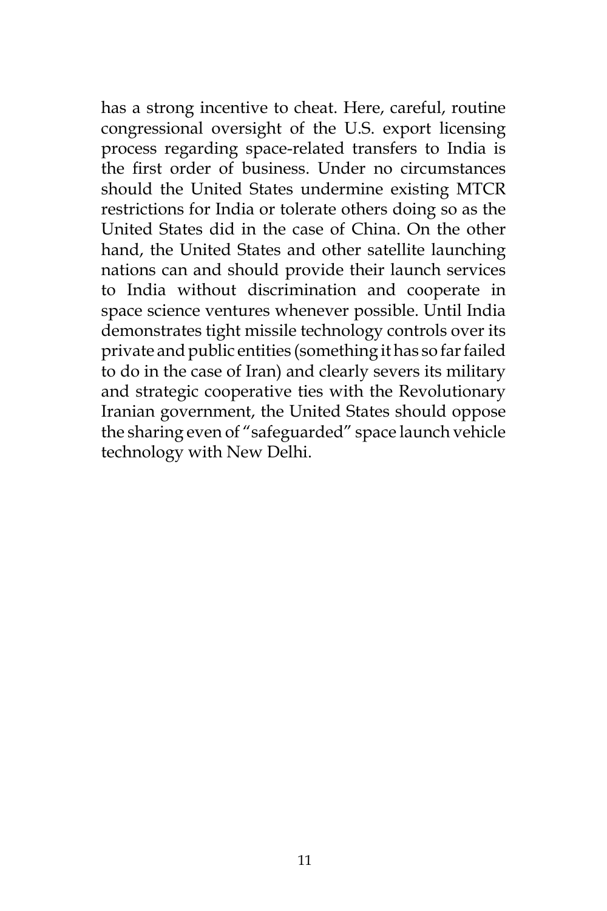has a strong incentive to cheat. Here, careful, routine congressional oversight of the U.S. export licensing process regarding space-related transfers to India is the first order of business. Under no circumstances should the United States undermine existing MTCR restrictions for India or tolerate others doing so as the United States did in the case of China. On the other hand, the United States and other satellite launching nations can and should provide their launch services to India without discrimination and cooperate in space science ventures whenever possible. Until India demonstrates tight missile technology controls over its private and public entities (something it has so far failed to do in the case of Iran) and clearly severs its military and strategic cooperative ties with the Revolutionary Iranian government, the United States should oppose the sharing even of "safeguarded" space launch vehicle technology with New Delhi.